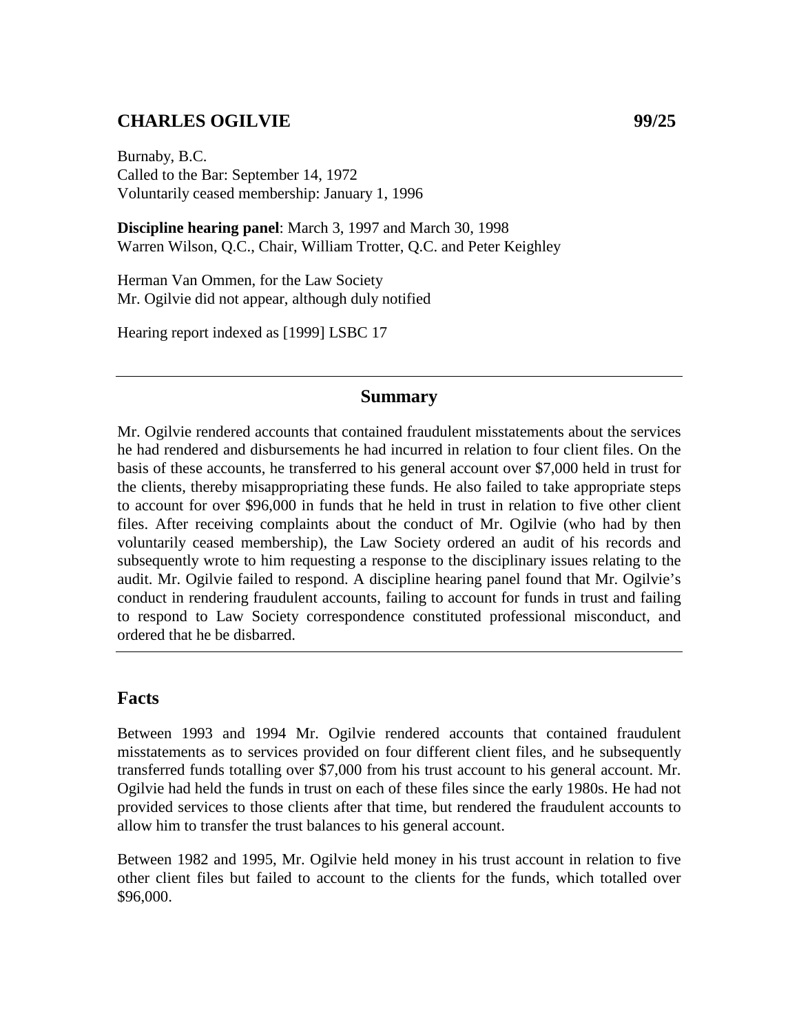# CHARLES OGILVIE 99/25

Burnaby, B.C.
Called to the Bar: September 14, 1972
Voluntarily ceased membership: January 1, 1996

**Discipline hearing panel**: March 3, 1997 and March 30, 1998
Warren Wilson, Q.C., Chair, William Trotter, Q.C. and Peter Keighley

Herman Van Ommen, for the Law Society
Mr. Ogilvie did not appear, although duly notified

Hearing report indexed as [1999] LSBC 17

---

## Summary

Mr. Ogilvie rendered accounts that contained fraudulent misstatements about the services he had rendered and disbursements he had incurred in relation to four client files. On the basis of these accounts, he transferred to his general account over $7,000 held in trust for the clients, thereby misappropriating these funds. He also failed to take appropriate steps to account for over $96,000 in funds that he held in trust in relation to five other client files. After receiving complaints about the conduct of Mr. Ogilvie (who had by then voluntarily ceased membership), the Law Society ordered an audit of his records and subsequently wrote to him requesting a response to the disciplinary issues relating to the audit. Mr. Ogilvie failed to respond. A discipline hearing panel found that Mr. Ogilvie's conduct in rendering fraudulent accounts, failing to account for funds in trust and failing to respond to Law Society correspondence constituted professional misconduct, and ordered that he be disbarred.

---

## Facts

Between 1993 and 1994 Mr. Ogilvie rendered accounts that contained fraudulent misstatements as to services provided on four different client files, and he subsequently transferred funds totalling over $7,000 from his trust account to his general account. Mr. Ogilvie had held the funds in trust on each of these files since the early 1980s. He had not provided services to those clients after that time, but rendered the fraudulent accounts to allow him to transfer the trust balances to his general account.

Between 1982 and 1995, Mr. Ogilvie held money in his trust account in relation to five other client files but failed to account to the clients for the funds, which totalled over $96,000.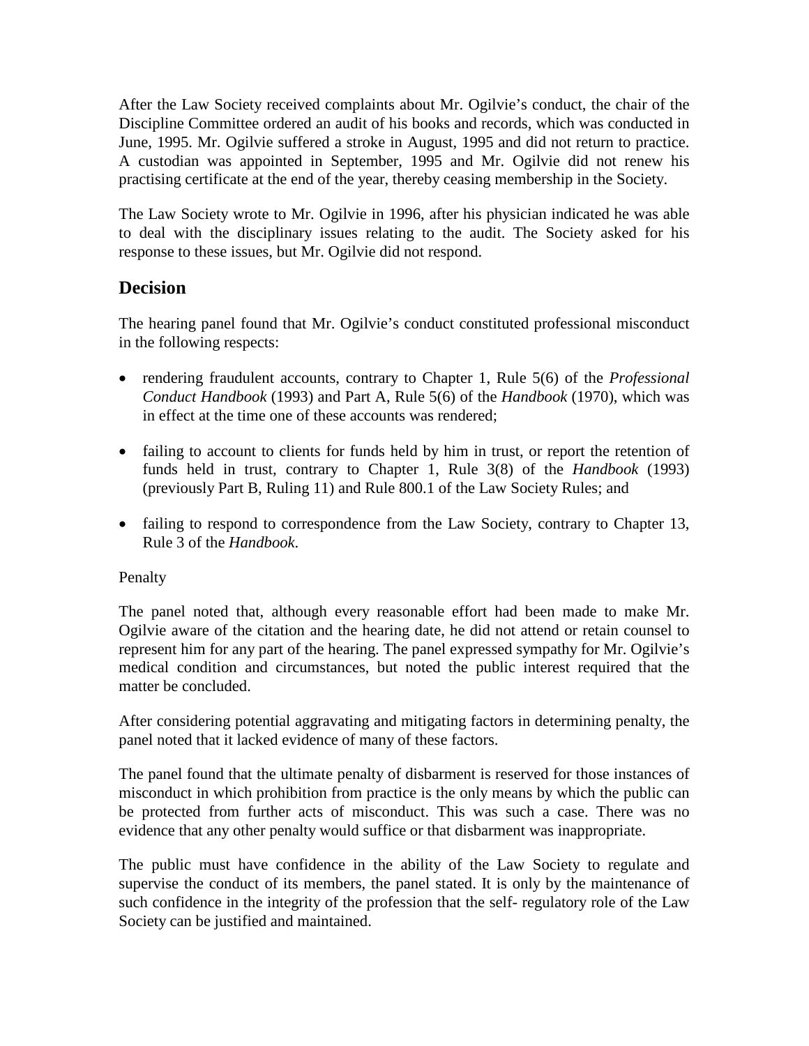After the Law Society received complaints about Mr. Ogilvie's conduct, the chair of the Discipline Committee ordered an audit of his books and records, which was conducted in June, 1995. Mr. Ogilvie suffered a stroke in August, 1995 and did not return to practice. A custodian was appointed in September, 1995 and Mr. Ogilvie did not renew his practising certificate at the end of the year, thereby ceasing membership in the Society.

The Law Society wrote to Mr. Ogilvie in 1996, after his physician indicated he was able to deal with the disciplinary issues relating to the audit. The Society asked for his response to these issues, but Mr. Ogilvie did not respond.

## Decision

The hearing panel found that Mr. Ogilvie's conduct constituted professional misconduct in the following respects:

- rendering fraudulent accounts, contrary to Chapter 1, Rule 5(6) of the *Professional Conduct Handbook* (1993) and Part A, Rule 5(6) of the *Handbook* (1970), which was in effect at the time one of these accounts was rendered;
- failing to account to clients for funds held by him in trust, or report the retention of funds held in trust, contrary to Chapter 1, Rule 3(8) of the *Handbook* (1993) (previously Part B, Ruling 11) and Rule 800.1 of the Law Society Rules; and
- failing to respond to correspondence from the Law Society, contrary to Chapter 13, Rule 3 of the *Handbook*.

Penalty

The panel noted that, although every reasonable effort had been made to make Mr. Ogilvie aware of the citation and the hearing date, he did not attend or retain counsel to represent him for any part of the hearing. The panel expressed sympathy for Mr. Ogilvie's medical condition and circumstances, but noted the public interest required that the matter be concluded.

After considering potential aggravating and mitigating factors in determining penalty, the panel noted that it lacked evidence of many of these factors.

The panel found that the ultimate penalty of disbarment is reserved for those instances of misconduct in which prohibition from practice is the only means by which the public can be protected from further acts of misconduct. This was such a case. There was no evidence that any other penalty would suffice or that disbarment was inappropriate.

The public must have confidence in the ability of the Law Society to regulate and supervise the conduct of its members, the panel stated. It is only by the maintenance of such confidence in the integrity of the profession that the self- regulatory role of the Law Society can be justified and maintained.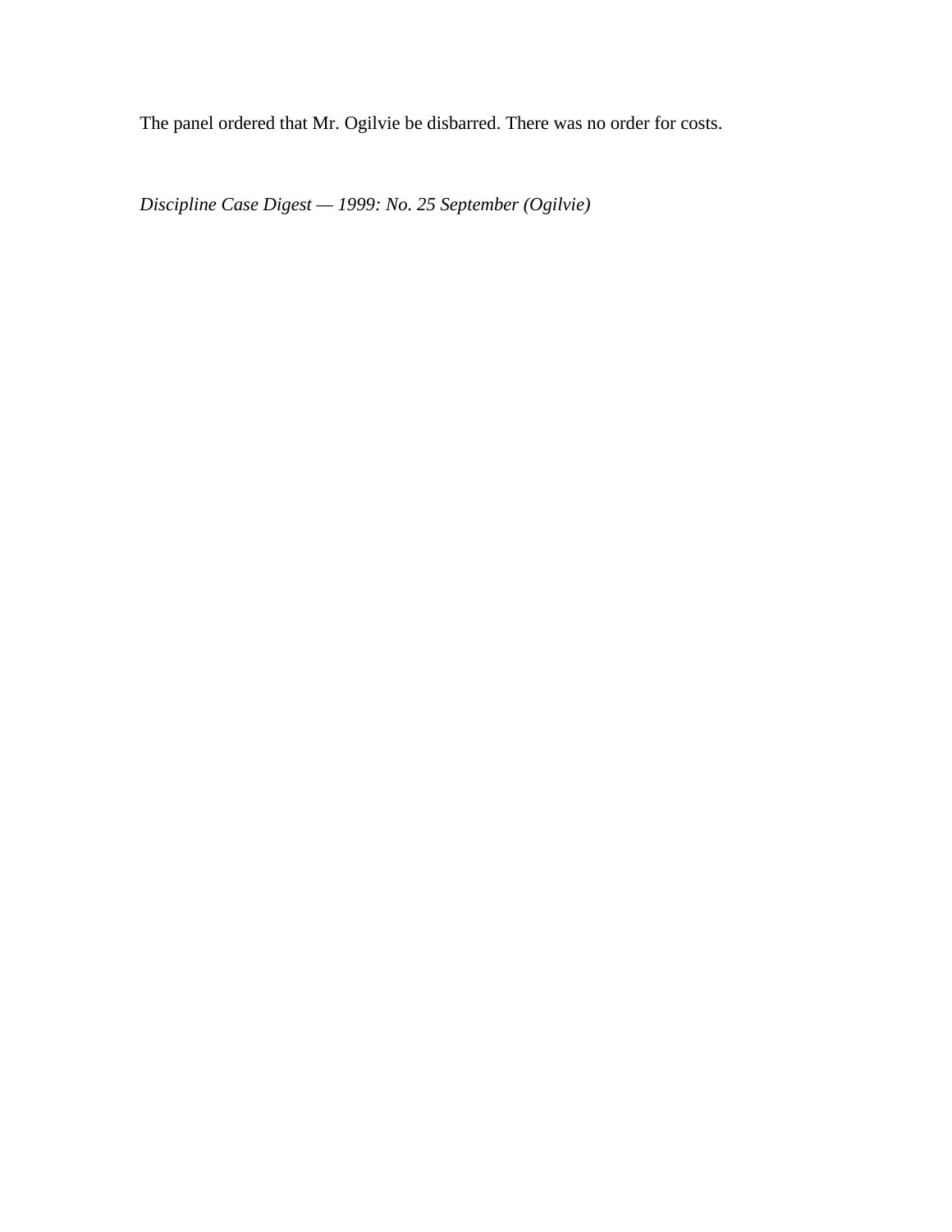The panel ordered that Mr. Ogilvie be disbarred. There was no order for costs.

*Discipline Case Digest — 1999: No. 25 September (Ogilvie)*